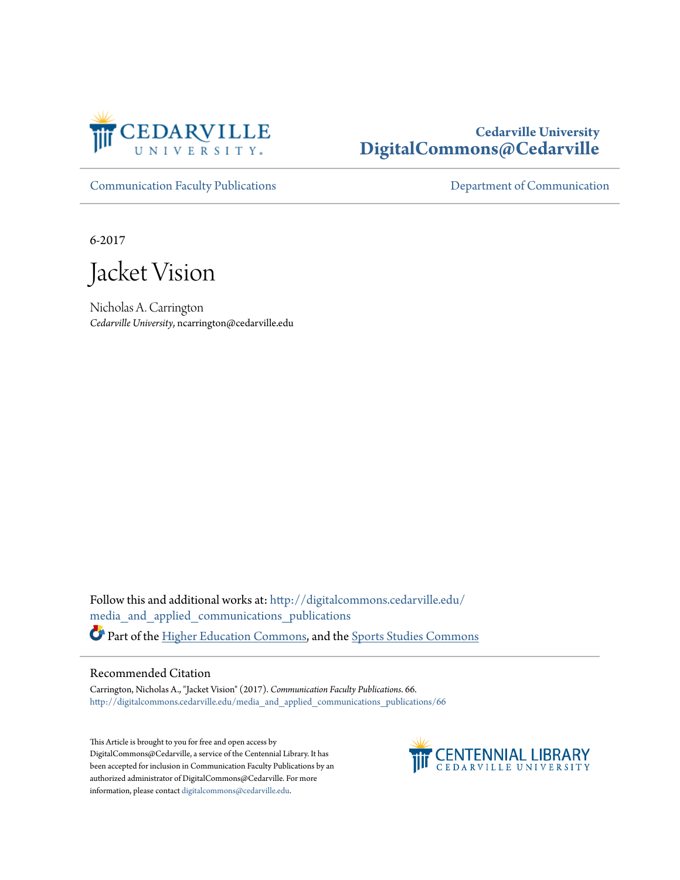Cedarville University
DigitalCommons@Cedarville

Communication Faculty Publications | Department of Communication

6-2017

# Jacket Vision

Nicholas A. Carrington
*Cedarville University*, ncarrington@cedarville.edu

Follow this and additional works at: http://digitalcommons.cedarville.edu/media_and_applied_communications_publications

Part of the Higher Education Commons, and the Sports Studies Commons

## Recommended Citation

Carrington, Nicholas A., "Jacket Vision" (2017). *Communication Faculty Publications*. 66.
http://digitalcommons.cedarville.edu/media_and_applied_communications_publications/66

This Article is brought to you for free and open access by DigitalCommons@Cedarville, a service of the Centennial Library. It has been accepted for inclusion in Communication Faculty Publications by an authorized administrator of DigitalCommons@Cedarville. For more information, please contact digitalcommons@cedarville.edu.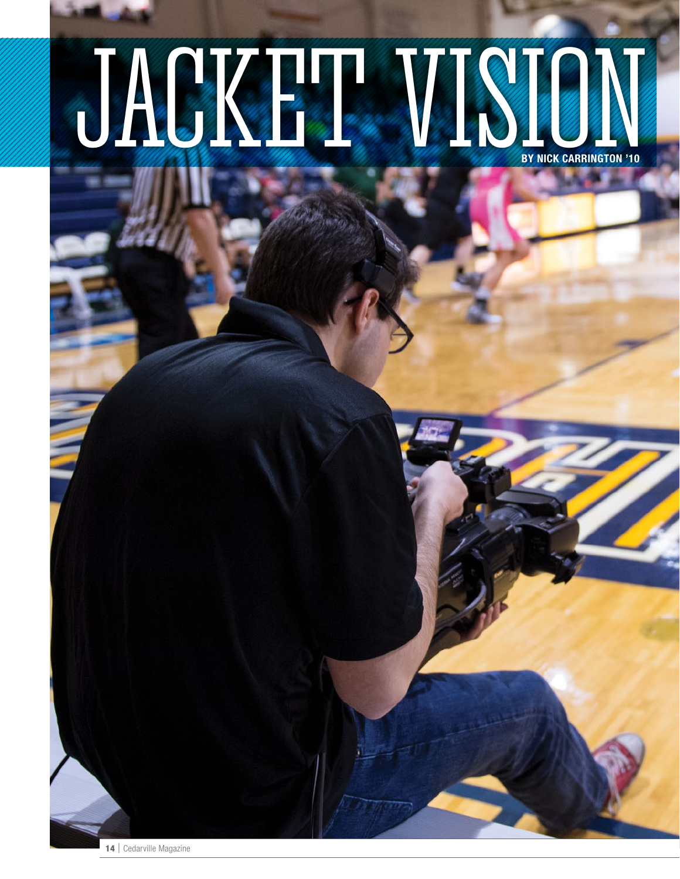# JACKET VISION

**BY NICK CARRINGTON '10**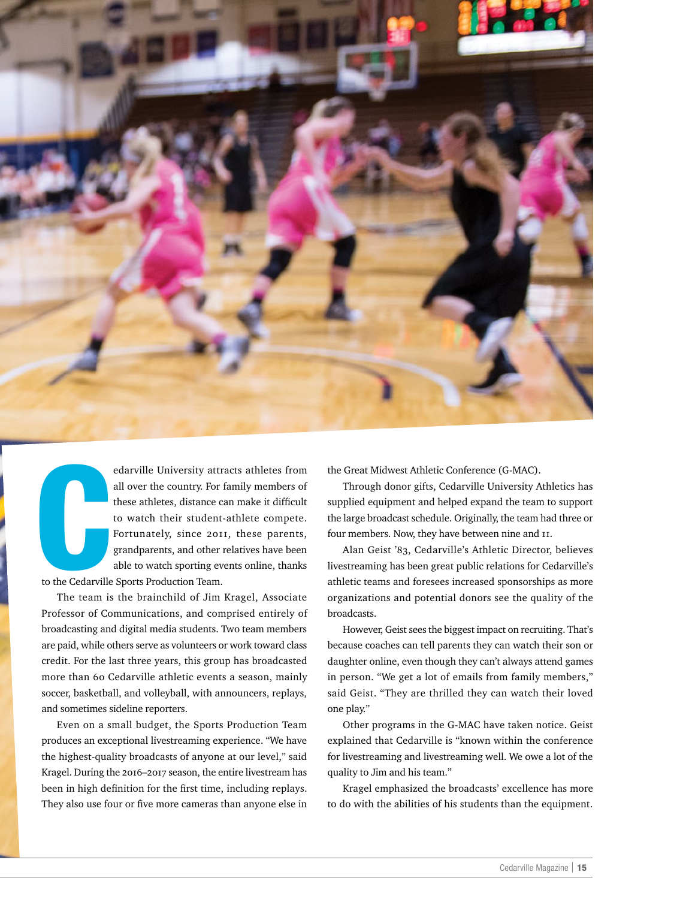Cedarville University attracts athletes from all over the country. For family members of these athletes, distance can make it difficult to watch their student-athlete compete. Fortunately, since 2011, these parents, grandparents, and other relatives have been able to watch sporting events online, thanks to the Cedarville Sports Production Team.

The team is the brainchild of Jim Kragel, Associate Professor of Communications, and comprised entirely of broadcasting and digital media students. Two team members are paid, while others serve as volunteers or work toward class credit. For the last three years, this group has broadcasted more than 60 Cedarville athletic events a season, mainly soccer, basketball, and volleyball, with announcers, replays, and sometimes sideline reporters.

Even on a small budget, the Sports Production Team produces an exceptional livestreaming experience. "We have the highest-quality broadcasts of anyone at our level," said Kragel. During the 2016–2017 season, the entire livestream has been in high definition for the first time, including replays. They also use four or five more cameras than anyone else in the Great Midwest Athletic Conference (G-MAC).

Through donor gifts, Cedarville University Athletics has supplied equipment and helped expand the team to support the large broadcast schedule. Originally, the team had three or four members. Now, they have between nine and 11.

Alan Geist '83, Cedarville's Athletic Director, believes livestreaming has been great public relations for Cedarville's athletic teams and foresees increased sponsorships as more organizations and potential donors see the quality of the broadcasts.

However, Geist sees the biggest impact on recruiting. That's because coaches can tell parents they can watch their son or daughter online, even though they can't always attend games in person. "We get a lot of emails from family members," said Geist. "They are thrilled they can watch their loved one play."

Other programs in the G-MAC have taken notice. Geist explained that Cedarville is "known within the conference for livestreaming and livestreaming well. We owe a lot of the quality to Jim and his team."

Kragel emphasized the broadcasts' excellence has more to do with the abilities of his students than the equipment.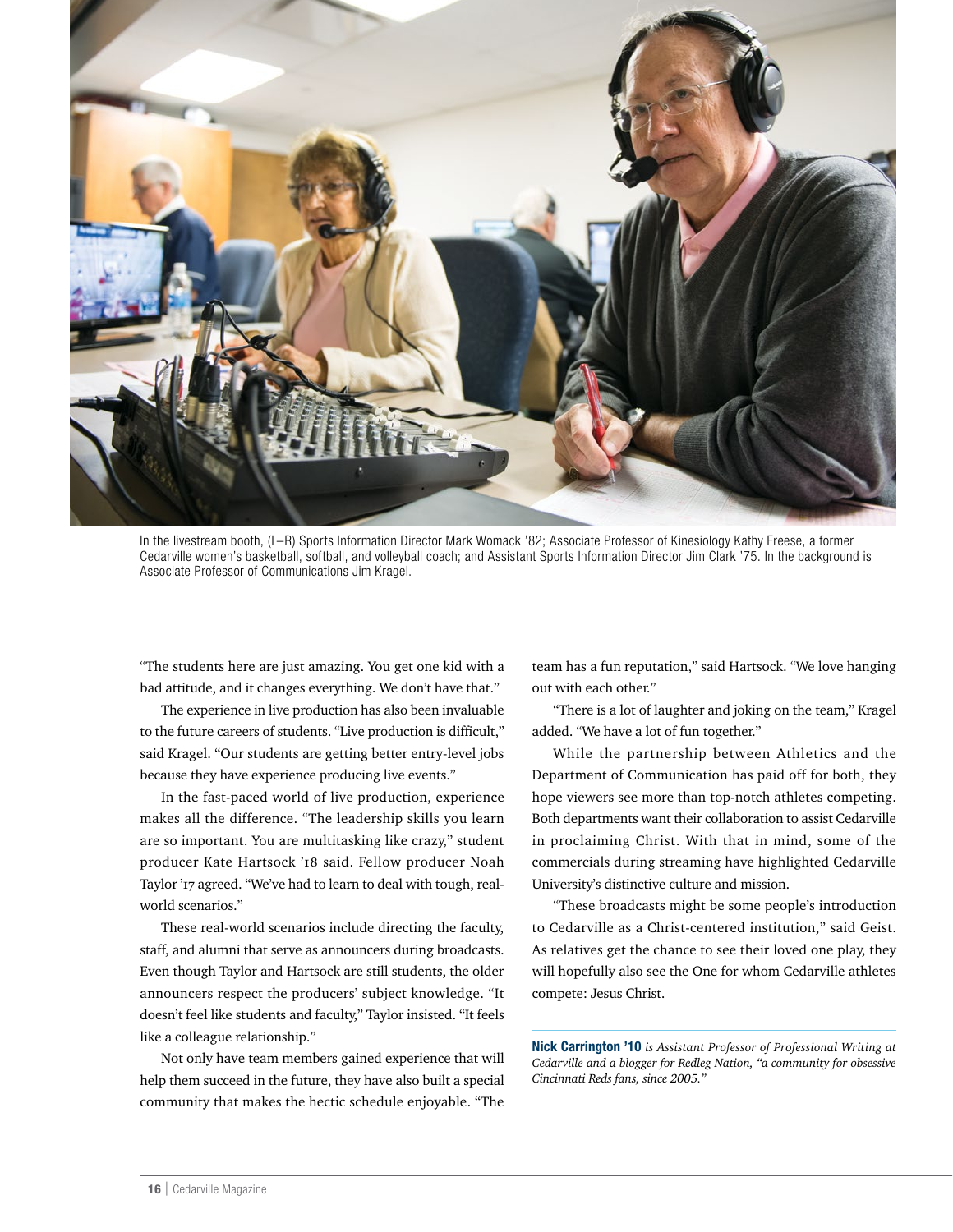In the livestream booth, (L–R) Sports Information Director Mark Womack '82; Associate Professor of Kinesiology Kathy Freese, a former Cedarville women's basketball, softball, and volleyball coach; and Assistant Sports Information Director Jim Clark '75. In the background is Associate Professor of Communications Jim Kragel.

"The students here are just amazing. You get one kid with a bad attitude, and it changes everything. We don't have that."

The experience in live production has also been invaluable to the future careers of students. "Live production is difficult," said Kragel. "Our students are getting better entry-level jobs because they have experience producing live events."

In the fast-paced world of live production, experience makes all the difference. "The leadership skills you learn are so important. You are multitasking like crazy," student producer Kate Hartsock '18 said. Fellow producer Noah Taylor '17 agreed. "We've had to learn to deal with tough, real-world scenarios."

These real-world scenarios include directing the faculty, staff, and alumni that serve as announcers during broadcasts. Even though Taylor and Hartsock are still students, the older announcers respect the producers' subject knowledge. "It doesn't feel like students and faculty," Taylor insisted. "It feels like a colleague relationship."

Not only have team members gained experience that will help them succeed in the future, they have also built a special community that makes the hectic schedule enjoyable. "The team has a fun reputation," said Hartsock. "We love hanging out with each other."

"There is a lot of laughter and joking on the team," Kragel added. "We have a lot of fun together."

While the partnership between Athletics and the Department of Communication has paid off for both, they hope viewers see more than top-notch athletes competing. Both departments want their collaboration to assist Cedarville in proclaiming Christ. With that in mind, some of the commercials during streaming have highlighted Cedarville University's distinctive culture and mission.

"These broadcasts might be some people's introduction to Cedarville as a Christ-centered institution," said Geist. As relatives get the chance to see their loved one play, they will hopefully also see the One for whom Cedarville athletes compete: Jesus Christ.

---

**Nick Carrington '10** *is Assistant Professor of Professional Writing at Cedarville and a blogger for Redleg Nation, "a community for obsessive Cincinnati Reds fans, since 2005."*